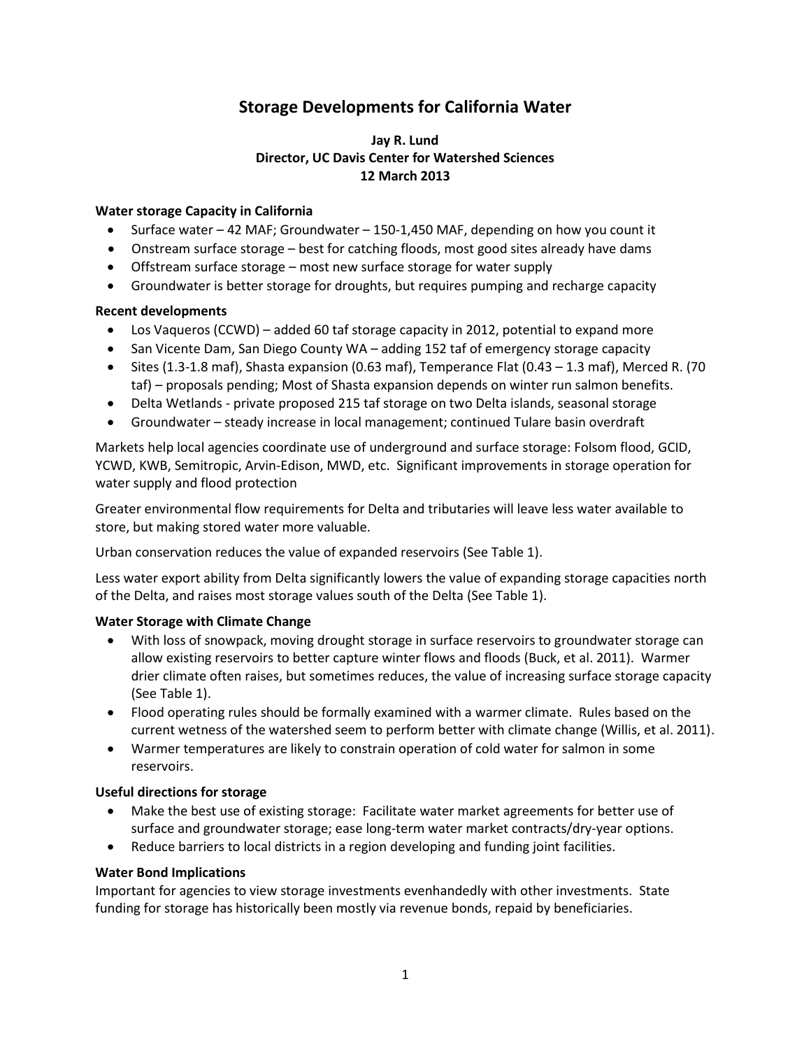# Storage Developments for California Water

**Jay R. Lund**
**Director, UC Davis Center for Watershed Sciences**
**12 March 2013**

### Water storage Capacity in California

- Surface water – 42 MAF; Groundwater – 150-1,450 MAF, depending on how you count it
- Onstream surface storage – best for catching floods, most good sites already have dams
- Offstream surface storage – most new surface storage for water supply
- Groundwater is better storage for droughts, but requires pumping and recharge capacity

### Recent developments

- Los Vaqueros (CCWD) – added 60 taf storage capacity in 2012, potential to expand more
- San Vicente Dam, San Diego County WA – adding 152 taf of emergency storage capacity
- Sites (1.3-1.8 maf), Shasta expansion (0.63 maf), Temperance Flat (0.43 – 1.3 maf), Merced R. (70 taf) – proposals pending; Most of Shasta expansion depends on winter run salmon benefits.
- Delta Wetlands - private proposed 215 taf storage on two Delta islands, seasonal storage
- Groundwater – steady increase in local management; continued Tulare basin overdraft

Markets help local agencies coordinate use of underground and surface storage: Folsom flood, GCID, YCWD, KWB, Semitropic, Arvin-Edison, MWD, etc. Significant improvements in storage operation for water supply and flood protection

Greater environmental flow requirements for Delta and tributaries will leave less water available to store, but making stored water more valuable.

Urban conservation reduces the value of expanded reservoirs (See Table 1).

Less water export ability from Delta significantly lowers the value of expanding storage capacities north of the Delta, and raises most storage values south of the Delta (See Table 1).

### Water Storage with Climate Change

- With loss of snowpack, moving drought storage in surface reservoirs to groundwater storage can allow existing reservoirs to better capture winter flows and floods (Buck, et al. 2011). Warmer drier climate often raises, but sometimes reduces, the value of increasing surface storage capacity (See Table 1).
- Flood operating rules should be formally examined with a warmer climate. Rules based on the current wetness of the watershed seem to perform better with climate change (Willis, et al. 2011).
- Warmer temperatures are likely to constrain operation of cold water for salmon in some reservoirs.

### Useful directions for storage

- Make the best use of existing storage: Facilitate water market agreements for better use of surface and groundwater storage; ease long-term water market contracts/dry-year options.
- Reduce barriers to local districts in a region developing and funding joint facilities.

### Water Bond Implications

Important for agencies to view storage investments evenhandedly with other investments. State funding for storage has historically been mostly via revenue bonds, repaid by beneficiaries.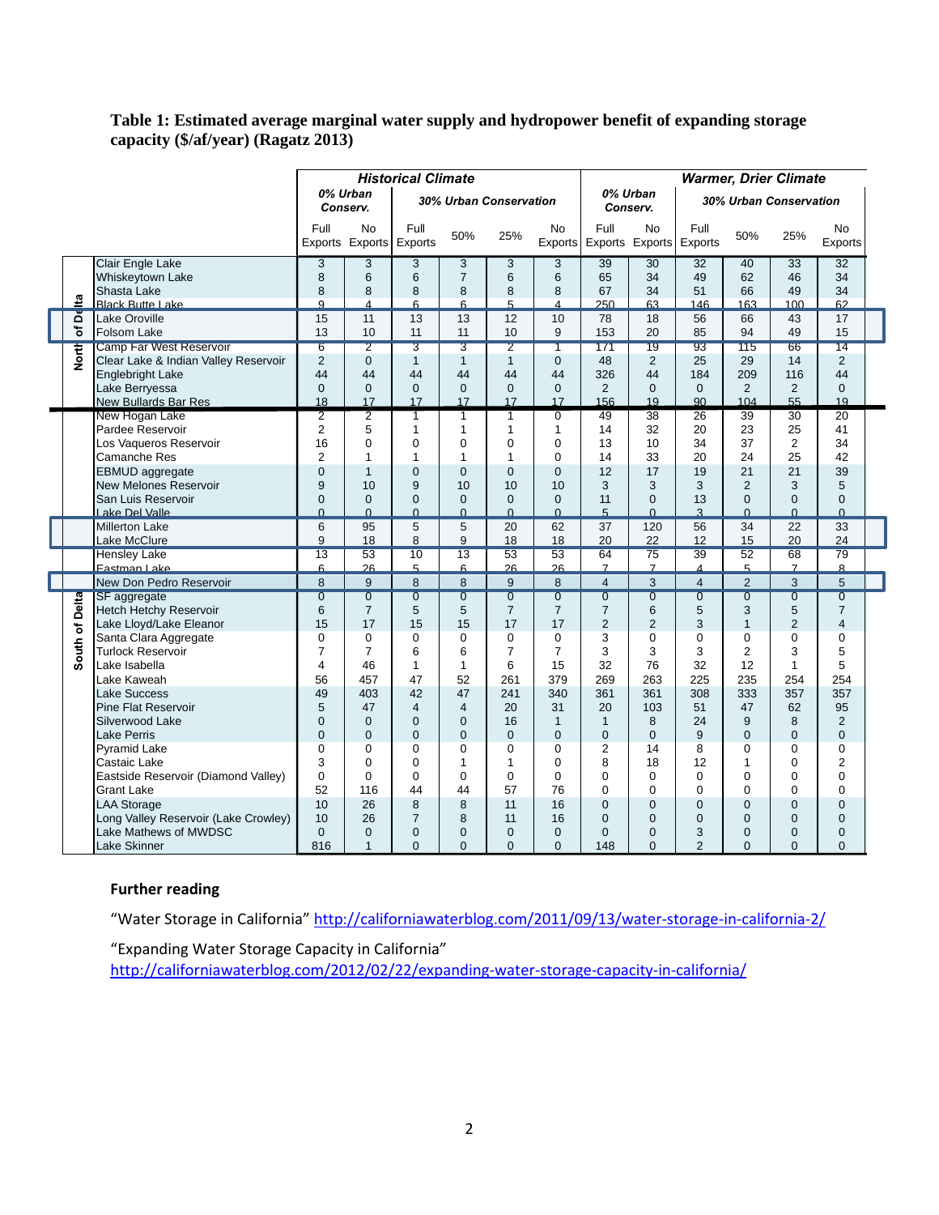**Table 1: Estimated average marginal water supply and hydropower benefit of expanding storage capacity ($/af/year) (Ragatz 2013)**

| | | Historical Climate | | | | | | Warmer, Drier Climate | | | | | |
|---|---|---|---|---|---|---|---|---|---|---|---|---|---|
| | | 0% Urban Conserv. | | 30% Urban Conservation | | | | 0% Urban Conserv. | | 30% Urban Conservation | | | |
| | | Full Exports | No Exports | Full Exports | 50% | 25% | No Exports | Full Exports | No Exports | Full Exports | 50% | 25% | No Exports |
| North of Delta | Clair Engle Lake | 3 | 3 | 3 | 3 | 3 | 3 | 39 | 30 | 32 | 40 | 33 | 32 |
| | Whiskeytown Lake | 8 | 6 | 6 | 7 | 6 | 6 | 65 | 34 | 49 | 62 | 46 | 34 |
| | Shasta Lake | 8 | 8 | 8 | 8 | 8 | 8 | 67 | 34 | 51 | 66 | 49 | 34 |
| | Black Butte Lake | 9 | 4 | 6 | 6 | 5 | 4 | 250 | 63 | 146 | 163 | 100 | 62 |
| | Lake Oroville | 15 | 11 | 13 | 13 | 12 | 10 | 78 | 18 | 56 | 66 | 43 | 17 |
| | Folsom Lake | 13 | 10 | 11 | 11 | 10 | 9 | 153 | 20 | 85 | 94 | 49 | 15 |
| | Camp Far West Reservoir | 6 | 2 | 3 | 3 | 2 | 1 | 171 | 19 | 93 | 115 | 66 | 14 |
| | Clear Lake & Indian Valley Reservoir | 2 | 0 | 1 | 1 | 1 | 0 | 48 | 2 | 25 | 29 | 14 | 2 |
| | Englebright Lake | 44 | 44 | 44 | 44 | 44 | 44 | 326 | 44 | 184 | 209 | 116 | 44 |
| | Lake Berryessa | 0 | 0 | 0 | 0 | 0 | 0 | 2 | 0 | 0 | 2 | 2 | 0 |
| | New Bullards Bar Res | 18 | 17 | 17 | 17 | 17 | 17 | 156 | 19 | 90 | 104 | 55 | 19 |
| | New Hogan Lake | 2 | 2 | 1 | 1 | 1 | 0 | 49 | 38 | 26 | 39 | 30 | 20 |
| | Pardee Reservoir | 2 | 5 | 1 | 1 | 1 | 1 | 14 | 32 | 20 | 23 | 25 | 41 |
| | Los Vaqueros Reservoir | 16 | 0 | 0 | 0 | 0 | 0 | 13 | 10 | 34 | 37 | 2 | 34 |
| | Camanche Res | 2 | 1 | 1 | 1 | 1 | 0 | 14 | 33 | 20 | 24 | 25 | 42 |
| | EBMUD aggregate | 0 | 1 | 0 | 0 | 0 | 0 | 12 | 17 | 19 | 21 | 21 | 39 |
| | New Melones Reservoir | 9 | 10 | 9 | 10 | 10 | 10 | 3 | 3 | 3 | 2 | 3 | 5 |
| | San Luis Reservoir | 0 | 0 | 0 | 0 | 0 | 0 | 11 | 0 | 13 | 0 | 0 | 0 |
| | Lake Del Valle | 0 | 0 | 0 | 0 | 0 | 0 | 5 | 0 | 3 | 0 | 0 | 0 |
| | Millerton Lake | 6 | 95 | 5 | 5 | 20 | 62 | 37 | 120 | 56 | 34 | 22 | 33 |
| | Lake McClure | 9 | 18 | 8 | 9 | 18 | 18 | 20 | 22 | 12 | 15 | 20 | 24 |
| | Hensley Lake | 13 | 53 | 10 | 13 | 53 | 53 | 64 | 75 | 39 | 52 | 68 | 79 |
| | Eastman Lake | 6 | 26 | 5 | 6 | 26 | 26 | 7 | 7 | 4 | 5 | 7 | 8 |
| | New Don Pedro Reservoir | 8 | 9 | 8 | 8 | 9 | 8 | 4 | 3 | 4 | 2 | 3 | 5 |
| South of Delta | SF aggregate | 0 | 0 | 0 | 0 | 0 | 0 | 0 | 0 | 0 | 0 | 0 | 0 |
| | Hetch Hetchy Reservoir | 6 | 7 | 5 | 5 | 7 | 7 | 7 | 6 | 5 | 3 | 5 | 7 |
| | Lake Lloyd/Lake Eleanor | 15 | 17 | 15 | 15 | 17 | 17 | 2 | 2 | 3 | 1 | 2 | 4 |
| | Santa Clara Aggregate | 0 | 0 | 0 | 0 | 0 | 0 | 3 | 0 | 0 | 0 | 0 | 0 |
| | Turlock Reservoir | 7 | 7 | 6 | 6 | 7 | 7 | 3 | 3 | 3 | 2 | 3 | 5 |
| | Lake Isabella | 4 | 46 | 1 | 1 | 6 | 15 | 32 | 76 | 32 | 12 | 1 | 5 |
| | Lake Kaweah | 56 | 457 | 47 | 52 | 261 | 379 | 269 | 263 | 225 | 235 | 254 | 254 |
| | Lake Success | 49 | 403 | 42 | 47 | 241 | 340 | 361 | 361 | 308 | 333 | 357 | 357 |
| | Pine Flat Reservoir | 5 | 47 | 4 | 4 | 20 | 31 | 20 | 103 | 51 | 47 | 62 | 95 |
| | Silverwood Lake | 0 | 0 | 0 | 0 | 16 | 1 | 1 | 8 | 24 | 9 | 8 | 2 |
| | Lake Perris | 0 | 0 | 0 | 0 | 0 | 0 | 0 | 0 | 9 | 0 | 0 | 0 |
| | Pyramid Lake | 0 | 0 | 0 | 0 | 0 | 0 | 2 | 14 | 8 | 0 | 0 | 0 |
| | Castaic Lake | 3 | 0 | 0 | 1 | 1 | 0 | 8 | 18 | 12 | 1 | 0 | 2 |
| | Eastside Reservoir (Diamond Valley) | 0 | 0 | 0 | 0 | 0 | 0 | 0 | 0 | 0 | 0 | 0 | 0 |
| | Grant Lake | 52 | 116 | 44 | 44 | 57 | 76 | 0 | 0 | 0 | 0 | 0 | 0 |
| | LAA Storage | 10 | 26 | 8 | 8 | 11 | 16 | 0 | 0 | 0 | 0 | 0 | 0 |
| | Long Valley Reservoir (Lake Crowley) | 10 | 26 | 7 | 8 | 11 | 16 | 0 | 0 | 0 | 0 | 0 | 0 |
| | Lake Mathews of MWDSC | 0 | 0 | 0 | 0 | 0 | 0 | 0 | 0 | 3 | 0 | 0 | 0 |
| | Lake Skinner | 816 | 1 | 0 | 0 | 0 | 0 | 148 | 0 | 2 | 0 | 0 | 0 |

## Further reading

"Water Storage in California" http://californiawaterblog.com/2011/09/13/water-storage-in-california-2/

"Expanding Water Storage Capacity in California" http://californiawaterblog.com/2012/02/22/expanding-water-storage-capacity-in-california/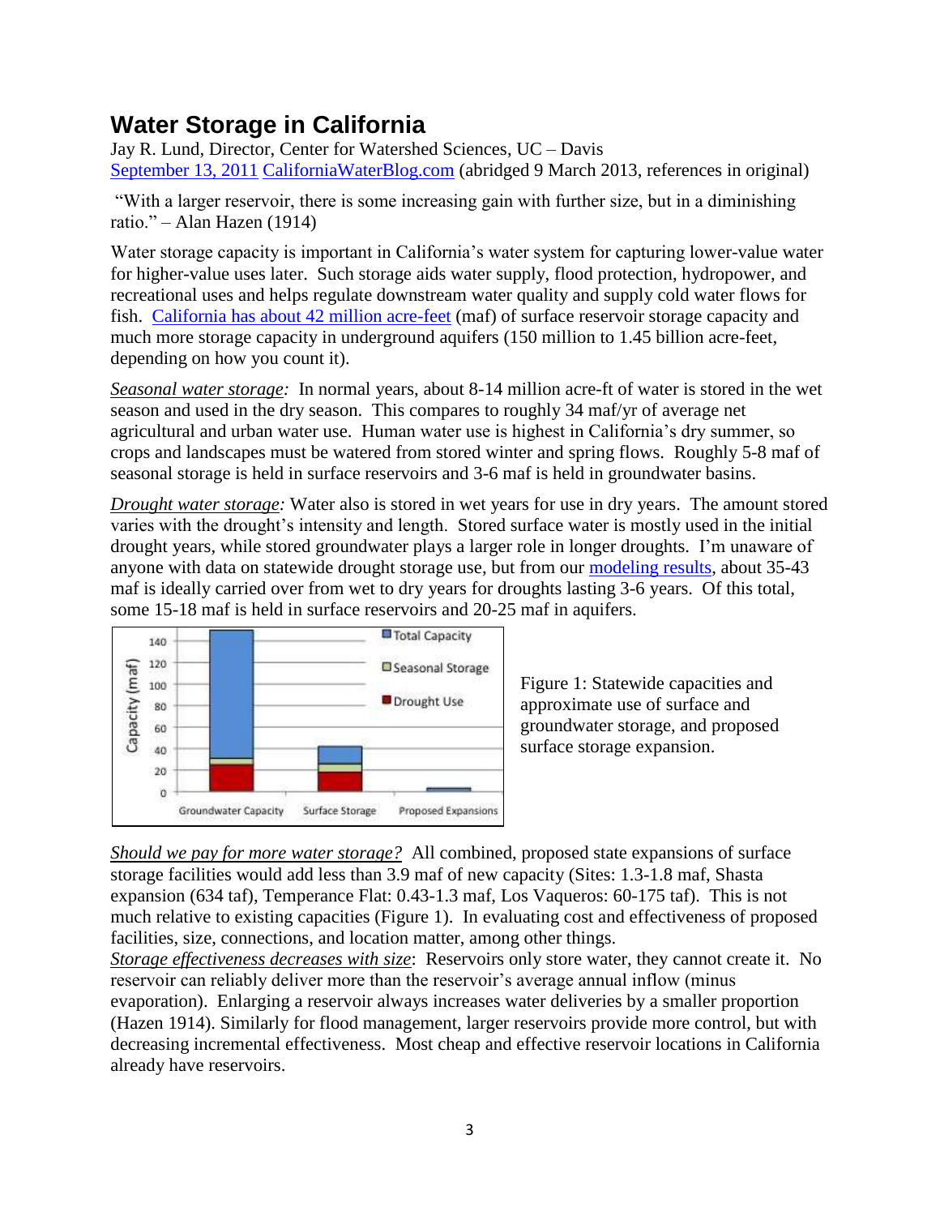# Water Storage in California

Jay R. Lund, Director, Center for Watershed Sciences, UC – Davis
September 13, 2011 CaliforniaWaterBlog.com (abridged 9 March 2013, references in original)

"With a larger reservoir, there is some increasing gain with further size, but in a diminishing ratio." – Alan Hazen (1914)

Water storage capacity is important in California's water system for capturing lower-value water for higher-value uses later. Such storage aids water supply, flood protection, hydropower, and recreational uses and helps regulate downstream water quality and supply cold water flows for fish. California has about 42 million acre-feet (maf) of surface reservoir storage capacity and much more storage capacity in underground aquifers (150 million to 1.45 billion acre-feet, depending on how you count it).

*Seasonal water storage:* In normal years, about 8-14 million acre-ft of water is stored in the wet season and used in the dry season. This compares to roughly 34 maf/yr of average net agricultural and urban water use. Human water use is highest in California's dry summer, so crops and landscapes must be watered from stored winter and spring flows. Roughly 5-8 maf of seasonal storage is held in surface reservoirs and 3-6 maf is held in groundwater basins.

*Drought water storage:* Water also is stored in wet years for use in dry years. The amount stored varies with the drought's intensity and length. Stored surface water is mostly used in the initial drought years, while stored groundwater plays a larger role in longer droughts. I'm unaware of anyone with data on statewide drought storage use, but from our modeling results, about 35-43 maf is ideally carried over from wet to dry years for droughts lasting 3-6 years. Of this total, some 15-18 maf is held in surface reservoirs and 20-25 maf in aquifers.

Figure 1: Statewide capacities and approximate use of surface and groundwater storage, and proposed surface storage expansion.

*Should we pay for more water storage?* All combined, proposed state expansions of surface storage facilities would add less than 3.9 maf of new capacity (Sites: 1.3-1.8 maf, Shasta expansion (634 taf), Temperance Flat: 0.43-1.3 maf, Los Vaqueros: 60-175 taf). This is not much relative to existing capacities (Figure 1). In evaluating cost and effectiveness of proposed facilities, size, connections, and location matter, among other things.

*Storage effectiveness decreases with size*: Reservoirs only store water, they cannot create it. No reservoir can reliably deliver more than the reservoir's average annual inflow (minus evaporation). Enlarging a reservoir always increases water deliveries by a smaller proportion (Hazen 1914). Similarly for flood management, larger reservoirs provide more control, but with decreasing incremental effectiveness. Most cheap and effective reservoir locations in California already have reservoirs.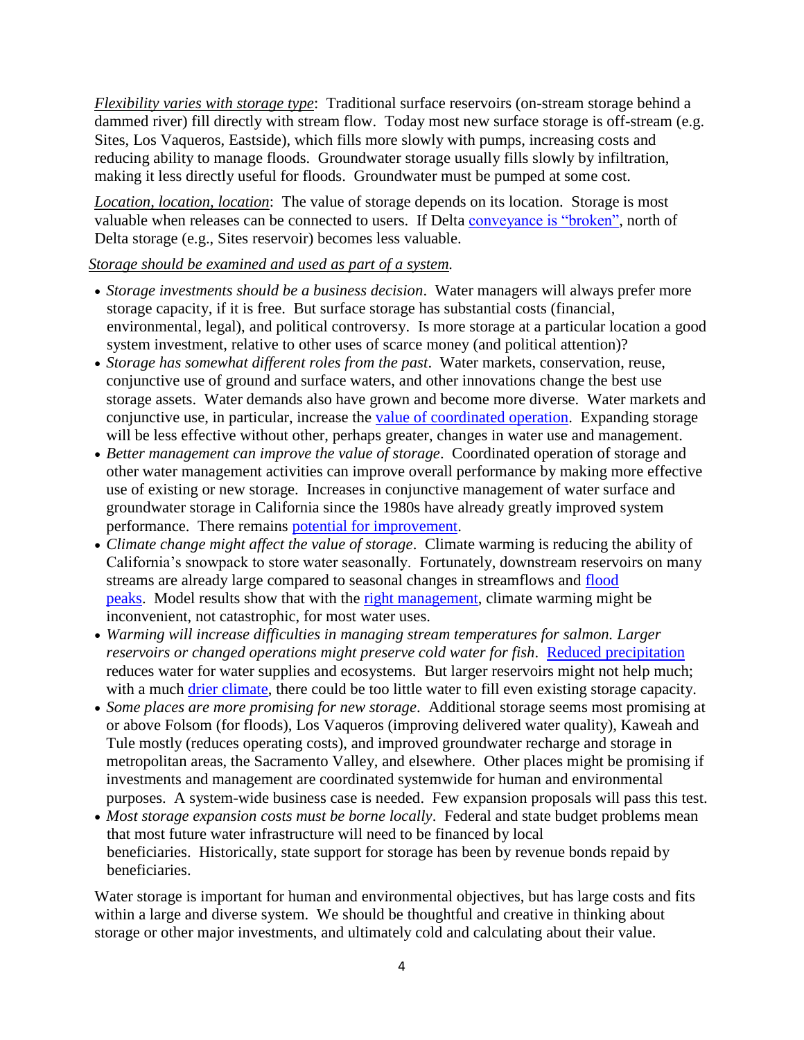*Flexibility varies with storage type*: Traditional surface reservoirs (on-stream storage behind a dammed river) fill directly with stream flow. Today most new surface storage is off-stream (e.g. Sites, Los Vaqueros, Eastside), which fills more slowly with pumps, increasing costs and reducing ability to manage floods. Groundwater storage usually fills slowly by infiltration, making it less directly useful for floods. Groundwater must be pumped at some cost.

*Location, location, location*: The value of storage depends on its location. Storage is most valuable when releases can be connected to users. If Delta conveyance is "broken", north of Delta storage (e.g., Sites reservoir) becomes less valuable.

*Storage should be examined and used as part of a system.*

- *Storage investments should be a business decision*. Water managers will always prefer more storage capacity, if it is free. But surface storage has substantial costs (financial, environmental, legal), and political controversy. Is more storage at a particular location a good system investment, relative to other uses of scarce money (and political attention)?
- *Storage has somewhat different roles from the past*. Water markets, conservation, reuse, conjunctive use of ground and surface waters, and other innovations change the best use storage assets. Water demands also have grown and become more diverse. Water markets and conjunctive use, in particular, increase the value of coordinated operation. Expanding storage will be less effective without other, perhaps greater, changes in water use and management.
- *Better management can improve the value of storage*. Coordinated operation of storage and other water management activities can improve overall performance by making more effective use of existing or new storage. Increases in conjunctive management of water surface and groundwater storage in California since the 1980s have already greatly improved system performance. There remains potential for improvement.
- *Climate change might affect the value of storage*. Climate warming is reducing the ability of California's snowpack to store water seasonally. Fortunately, downstream reservoirs on many streams are already large compared to seasonal changes in streamflows and flood peaks. Model results show that with the right management, climate warming might be inconvenient, not catastrophic, for most water uses.
- *Warming will increase difficulties in managing stream temperatures for salmon. Larger reservoirs or changed operations might preserve cold water for fish*. Reduced precipitation reduces water for water supplies and ecosystems. But larger reservoirs might not help much; with a much drier climate, there could be too little water to fill even existing storage capacity.
- *Some places are more promising for new storage*. Additional storage seems most promising at or above Folsom (for floods), Los Vaqueros (improving delivered water quality), Kaweah and Tule mostly (reduces operating costs), and improved groundwater recharge and storage in metropolitan areas, the Sacramento Valley, and elsewhere. Other places might be promising if investments and management are coordinated systemwide for human and environmental purposes. A system-wide business case is needed. Few expansion proposals will pass this test.
- *Most storage expansion costs must be borne locally*. Federal and state budget problems mean that most future water infrastructure will need to be financed by local beneficiaries. Historically, state support for storage has been by revenue bonds repaid by beneficiaries.

Water storage is important for human and environmental objectives, but has large costs and fits within a large and diverse system. We should be thoughtful and creative in thinking about storage or other major investments, and ultimately cold and calculating about their value.